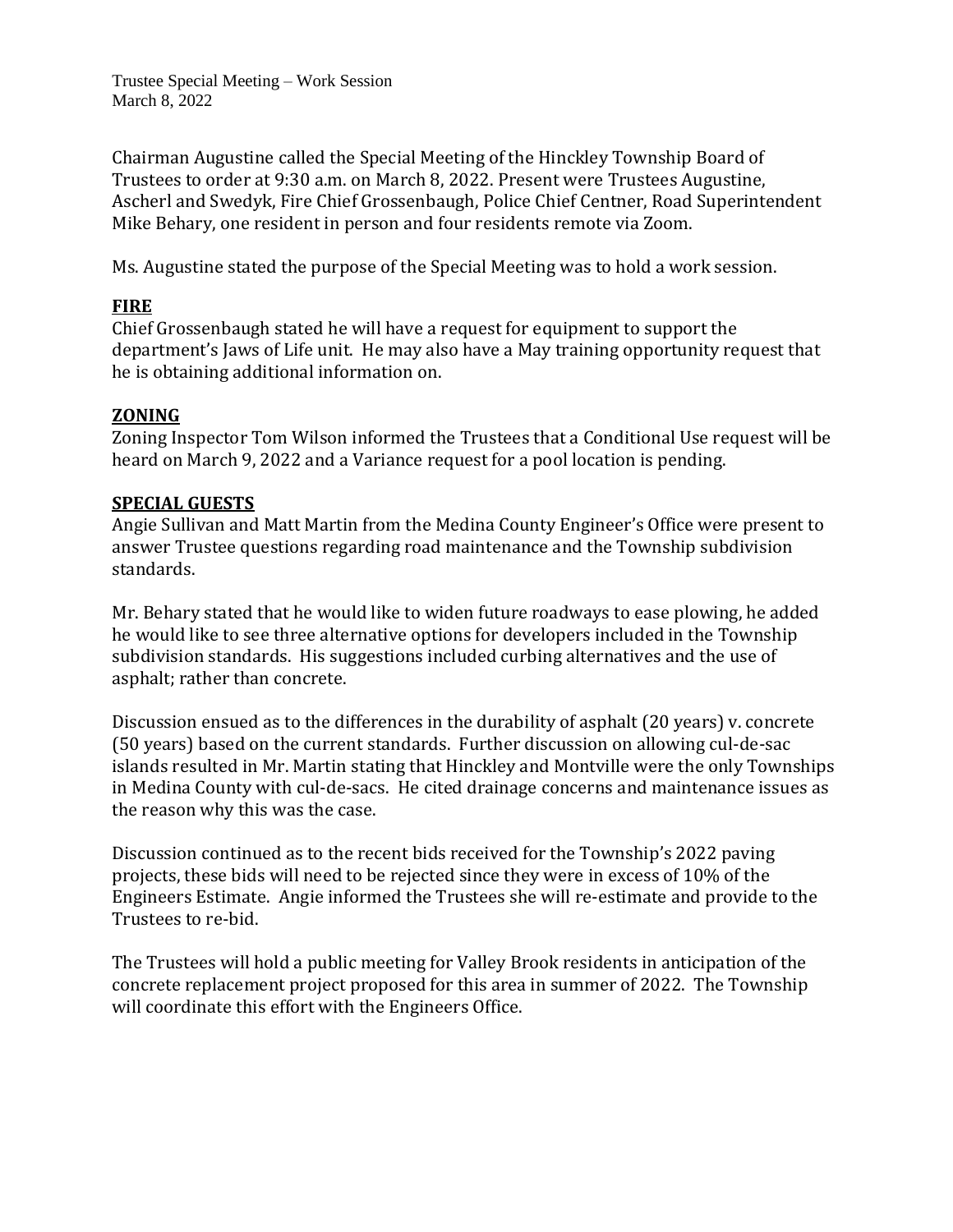Trustee Special Meeting – Work Session
March 8, 2022

Chairman Augustine called the Special Meeting of the Hinckley Township Board of Trustees to order at 9:30 a.m. on March 8, 2022. Present were Trustees Augustine, Ascherl and Swedyk, Fire Chief Grossenbaugh, Police Chief Centner, Road Superintendent Mike Behary, one resident in person and four residents remote via Zoom.

Ms. Augustine stated the purpose of the Special Meeting was to hold a work session.

**FIRE**

Chief Grossenbaugh stated he will have a request for equipment to support the department's Jaws of Life unit. He may also have a May training opportunity request that he is obtaining additional information on.

**ZONING**

Zoning Inspector Tom Wilson informed the Trustees that a Conditional Use request will be heard on March 9, 2022 and a Variance request for a pool location is pending.

**SPECIAL GUESTS**

Angie Sullivan and Matt Martin from the Medina County Engineer's Office were present to answer Trustee questions regarding road maintenance and the Township subdivision standards.

Mr. Behary stated that he would like to widen future roadways to ease plowing, he added he would like to see three alternative options for developers included in the Township subdivision standards. His suggestions included curbing alternatives and the use of asphalt; rather than concrete.

Discussion ensued as to the differences in the durability of asphalt (20 years) v. concrete (50 years) based on the current standards. Further discussion on allowing cul-de-sac islands resulted in Mr. Martin stating that Hinckley and Montville were the only Townships in Medina County with cul-de-sacs. He cited drainage concerns and maintenance issues as the reason why this was the case.

Discussion continued as to the recent bids received for the Township's 2022 paving projects, these bids will need to be rejected since they were in excess of 10% of the Engineers Estimate. Angie informed the Trustees she will re-estimate and provide to the Trustees to re-bid.

The Trustees will hold a public meeting for Valley Brook residents in anticipation of the concrete replacement project proposed for this area in summer of 2022. The Township will coordinate this effort with the Engineers Office.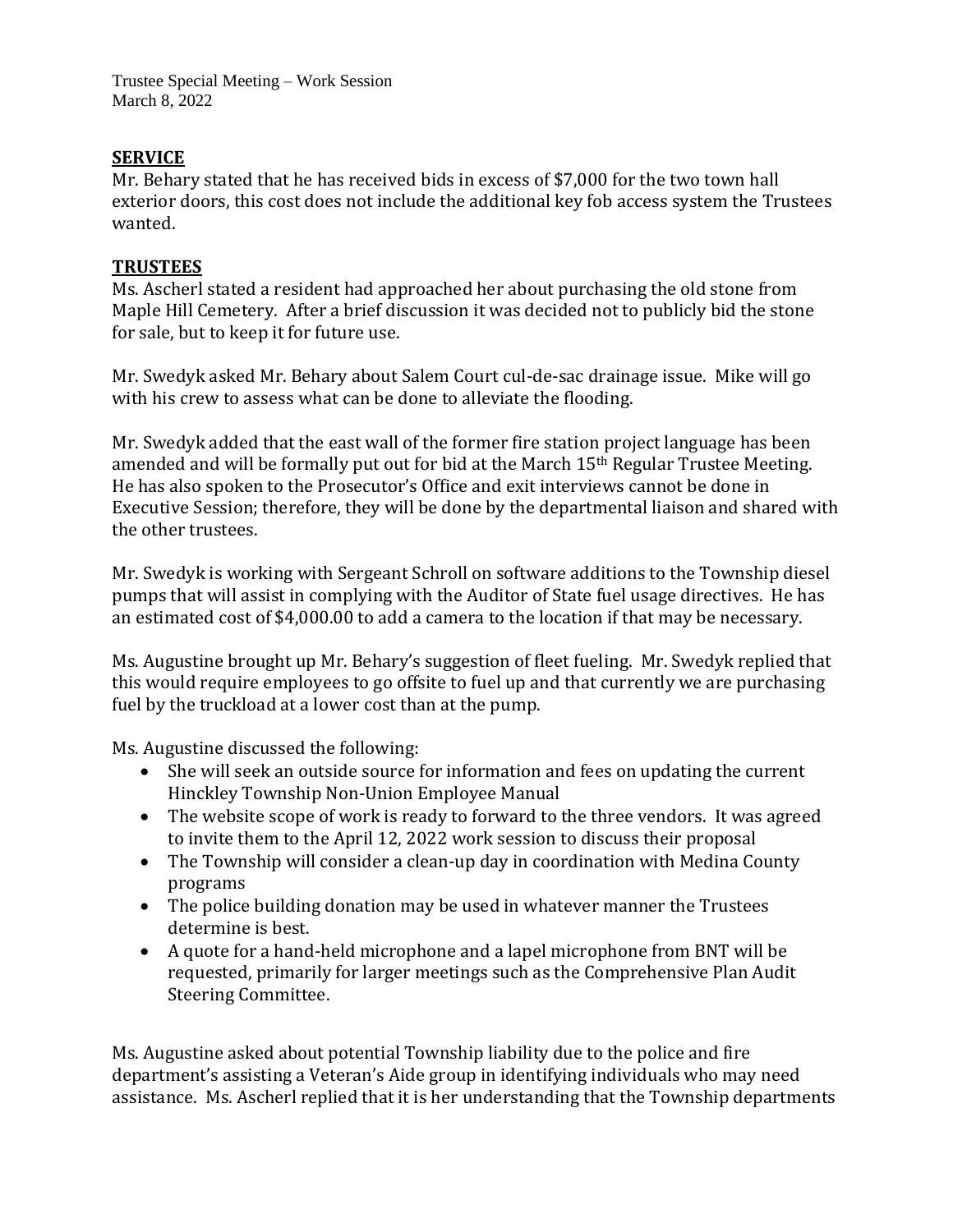**SERVICE**

Mr. Behary stated that he has received bids in excess of $7,000 for the two town hall exterior doors, this cost does not include the additional key fob access system the Trustees wanted.

**TRUSTEES**

Ms. Ascherl stated a resident had approached her about purchasing the old stone from Maple Hill Cemetery. After a brief discussion it was decided not to publicly bid the stone for sale, but to keep it for future use.

Mr. Swedyk asked Mr. Behary about Salem Court cul-de-sac drainage issue. Mike will go with his crew to assess what can be done to alleviate the flooding.

Mr. Swedyk added that the east wall of the former fire station project language has been amended and will be formally put out for bid at the March 15th Regular Trustee Meeting. He has also spoken to the Prosecutor's Office and exit interviews cannot be done in Executive Session; therefore, they will be done by the departmental liaison and shared with the other trustees.

Mr. Swedyk is working with Sergeant Schroll on software additions to the Township diesel pumps that will assist in complying with the Auditor of State fuel usage directives. He has an estimated cost of $4,000.00 to add a camera to the location if that may be necessary.

Ms. Augustine brought up Mr. Behary's suggestion of fleet fueling. Mr. Swedyk replied that this would require employees to go offsite to fuel up and that currently we are purchasing fuel by the truckload at a lower cost than at the pump.

Ms. Augustine discussed the following:

- She will seek an outside source for information and fees on updating the current Hinckley Township Non-Union Employee Manual
- The website scope of work is ready to forward to the three vendors. It was agreed to invite them to the April 12, 2022 work session to discuss their proposal
- The Township will consider a clean-up day in coordination with Medina County programs
- The police building donation may be used in whatever manner the Trustees determine is best.
- A quote for a hand-held microphone and a lapel microphone from BNT will be requested, primarily for larger meetings such as the Comprehensive Plan Audit Steering Committee.

Ms. Augustine asked about potential Township liability due to the police and fire department's assisting a Veteran's Aide group in identifying individuals who may need assistance. Ms. Ascherl replied that it is her understanding that the Township departments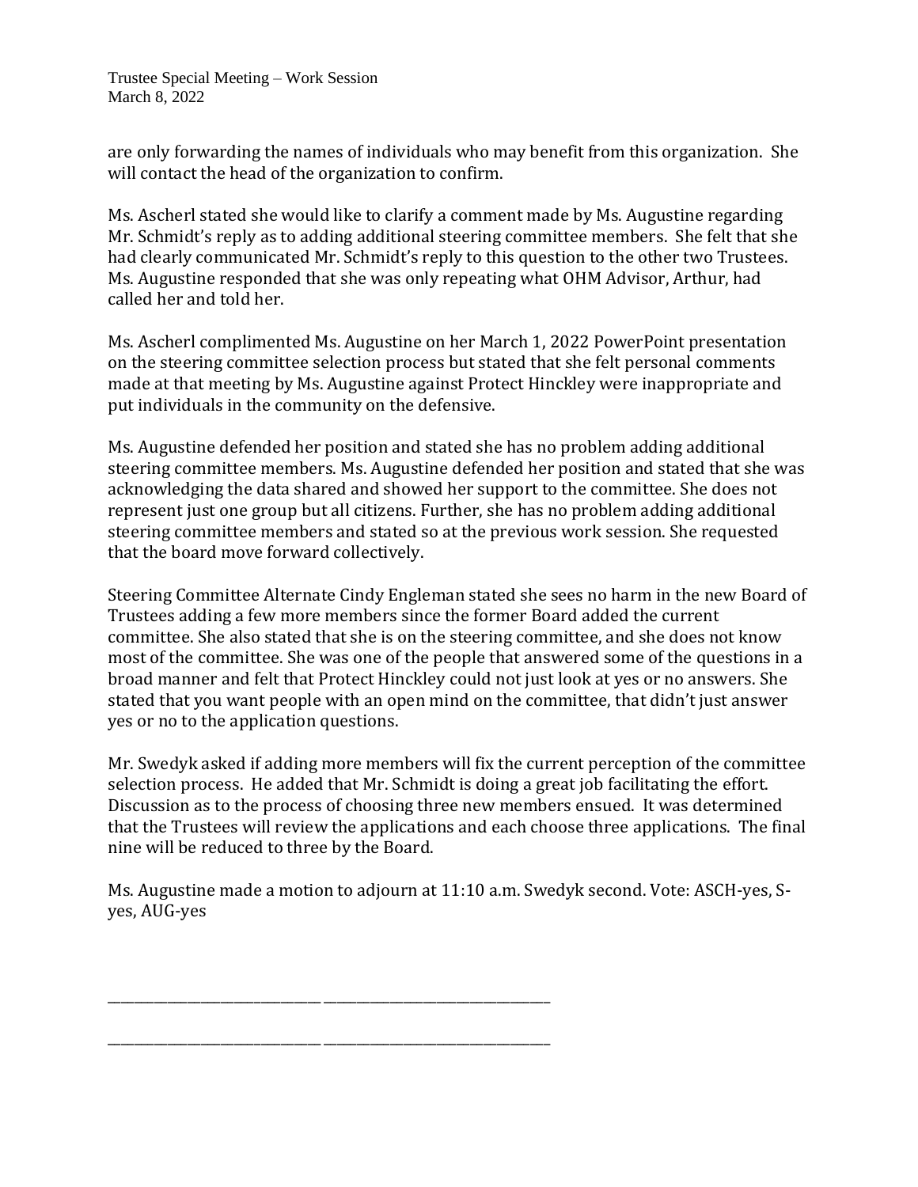are only forwarding the names of individuals who may benefit from this organization. She will contact the head of the organization to confirm.

Ms. Ascherl stated she would like to clarify a comment made by Ms. Augustine regarding Mr. Schmidt's reply as to adding additional steering committee members. She felt that she had clearly communicated Mr. Schmidt's reply to this question to the other two Trustees. Ms. Augustine responded that she was only repeating what OHM Advisor, Arthur, had called her and told her.

Ms. Ascherl complimented Ms. Augustine on her March 1, 2022 PowerPoint presentation on the steering committee selection process but stated that she felt personal comments made at that meeting by Ms. Augustine against Protect Hinckley were inappropriate and put individuals in the community on the defensive.

Ms. Augustine defended her position and stated she has no problem adding additional steering committee members. Ms. Augustine defended her position and stated that she was acknowledging the data shared and showed her support to the committee. She does not represent just one group but all citizens. Further, she has no problem adding additional steering committee members and stated so at the previous work session. She requested that the board move forward collectively.

Steering Committee Alternate Cindy Engleman stated she sees no harm in the new Board of Trustees adding a few more members since the former Board added the current committee. She also stated that she is on the steering committee, and she does not know most of the committee. She was one of the people that answered some of the questions in a broad manner and felt that Protect Hinckley could not just look at yes or no answers. She stated that you want people with an open mind on the committee, that didn't just answer yes or no to the application questions.

Mr. Swedyk asked if adding more members will fix the current perception of the committee selection process. He added that Mr. Schmidt is doing a great job facilitating the effort. Discussion as to the process of choosing three new members ensued. It was determined that the Trustees will review the applications and each choose three applications. The final nine will be reduced to three by the Board.

Ms. Augustine made a motion to adjourn at 11:10 a.m. Swedyk second. Vote: ASCH-yes, S-yes, AUG-yes

\_\_\_\_\_\_\_\_\_\_\_\_\_\_\_\_\_\_\_\_\_\_\_\_\_\_\_\_\_\_ \_\_\_\_\_\_\_\_\_\_\_\_\_\_\_\_\_\_\_\_\_\_\_\_\_\_\_\_\_\_

\_\_\_\_\_\_\_\_\_\_\_\_\_\_\_\_\_\_\_\_\_\_\_\_\_\_\_\_\_\_ \_\_\_\_\_\_\_\_\_\_\_\_\_\_\_\_\_\_\_\_\_\_\_\_\_\_\_\_\_\_